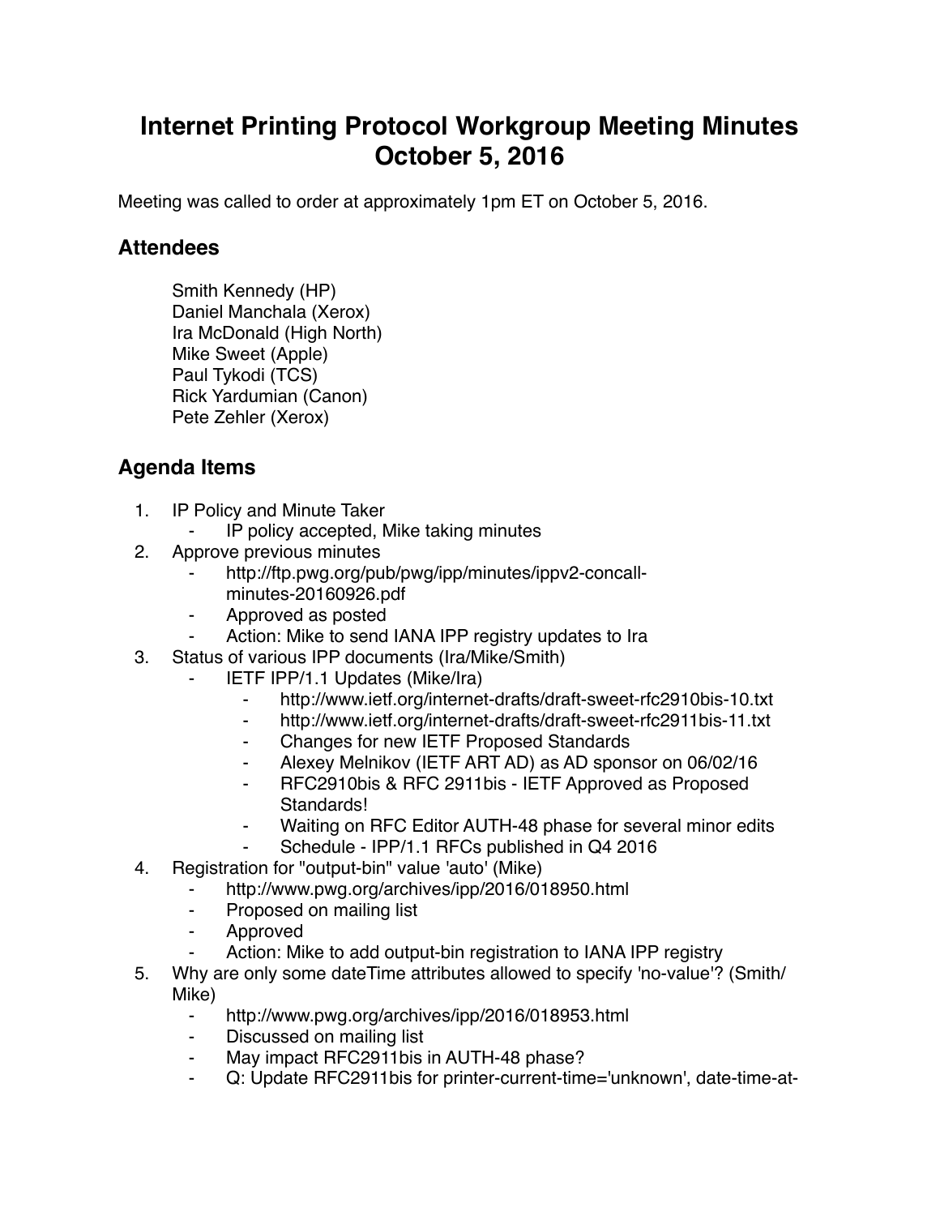# Internet Printing Protocol Workgroup Meeting Minutes October 5, 2016

Meeting was called to order at approximately 1pm ET on October 5, 2016.

## Attendees

Smith Kennedy (HP)
Daniel Manchala (Xerox)
Ira McDonald (High North)
Mike Sweet (Apple)
Paul Tykodi (TCS)
Rick Yardumian (Canon)
Pete Zehler (Xerox)

## Agenda Items

1. IP Policy and Minute Taker
    - IP policy accepted, Mike taking minutes
2. Approve previous minutes
    - http://ftp.pwg.org/pub/pwg/ipp/minutes/ippv2-concall-minutes-20160926.pdf
    - Approved as posted
    - Action: Mike to send IANA IPP registry updates to Ira
3. Status of various IPP documents (Ira/Mike/Smith)
    - IETF IPP/1.1 Updates (Mike/Ira)
        - http://www.ietf.org/internet-drafts/draft-sweet-rfc2910bis-10.txt
        - http://www.ietf.org/internet-drafts/draft-sweet-rfc2911bis-11.txt
        - Changes for new IETF Proposed Standards
        - Alexey Melnikov (IETF ART AD) as AD sponsor on 06/02/16
        - RFC2910bis & RFC 2911bis - IETF Approved as Proposed Standards!
        - Waiting on RFC Editor AUTH-48 phase for several minor edits
        - Schedule - IPP/1.1 RFCs published in Q4 2016
4. Registration for "output-bin" value 'auto' (Mike)
    - http://www.pwg.org/archives/ipp/2016/018950.html
    - Proposed on mailing list
    - Approved
    - Action: Mike to add output-bin registration to IANA IPP registry
5. Why are only some dateTime attributes allowed to specify 'no-value'? (Smith/ Mike)
    - http://www.pwg.org/archives/ipp/2016/018953.html
    - Discussed on mailing list
    - May impact RFC2911bis in AUTH-48 phase?
    - Q: Update RFC2911bis for printer-current-time='unknown', date-time-at-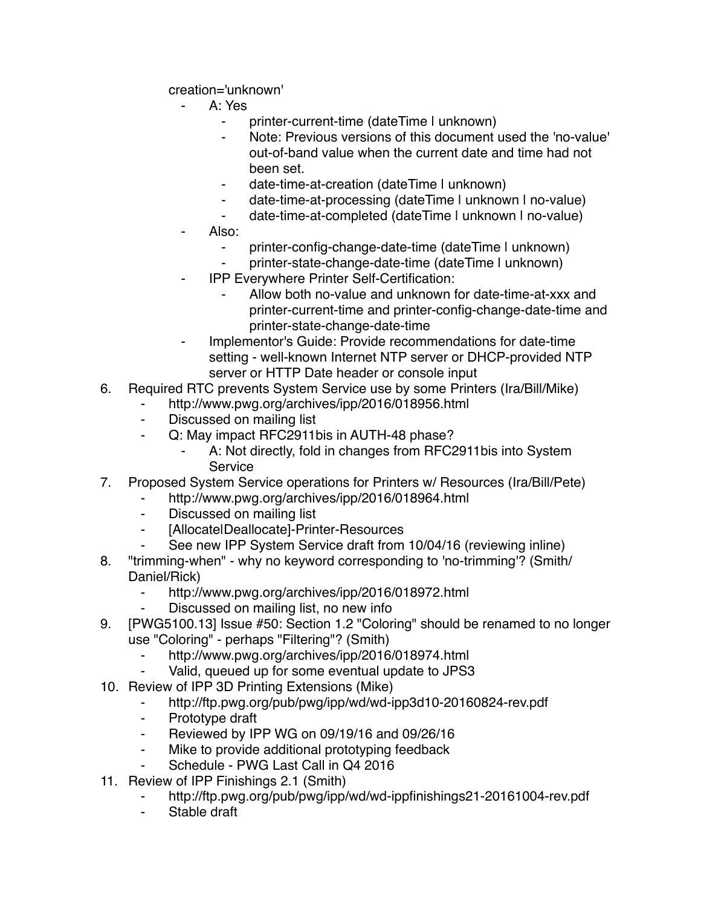creation='unknown'

- A: Yes
  - printer-current-time (dateTime | unknown)
  - Note: Previous versions of this document used the 'no-value' out-of-band value when the current date and time had not been set.
  - date-time-at-creation (dateTime | unknown)
  - date-time-at-processing (dateTime | unknown | no-value)
  - date-time-at-completed (dateTime | unknown | no-value)
- Also:
  - printer-config-change-date-time (dateTime | unknown)
  - printer-state-change-date-time (dateTime | unknown)
- IPP Everywhere Printer Self-Certification:
  - Allow both no-value and unknown for date-time-at-xxx and printer-current-time and printer-config-change-date-time and printer-state-change-date-time
- Implementor's Guide: Provide recommendations for date-time setting - well-known Internet NTP server or DHCP-provided NTP server or HTTP Date header or console input

6. Required RTC prevents System Service use by some Printers (Ira/Bill/Mike)
   - http://www.pwg.org/archives/ipp/2016/018956.html
   - Discussed on mailing list
   - Q: May impact RFC2911bis in AUTH-48 phase?
     - A: Not directly, fold in changes from RFC2911bis into System Service
7. Proposed System Service operations for Printers w/ Resources (Ira/Bill/Pete)
   - http://www.pwg.org/archives/ipp/2016/018964.html
   - Discussed on mailing list
   - [Allocate|Deallocate]-Printer-Resources
   - See new IPP System Service draft from 10/04/16 (reviewing inline)
8. "trimming-when" - why no keyword corresponding to 'no-trimming'? (Smith/Daniel/Rick)
   - http://www.pwg.org/archives/ipp/2016/018972.html
   - Discussed on mailing list, no new info
9. [PWG5100.13] Issue #50: Section 1.2 "Coloring" should be renamed to no longer use "Coloring" - perhaps "Filtering"? (Smith)
   - http://www.pwg.org/archives/ipp/2016/018974.html
   - Valid, queued up for some eventual update to JPS3
10. Review of IPP 3D Printing Extensions (Mike)
    - http://ftp.pwg.org/pub/pwg/ipp/wd/wd-ipp3d10-20160824-rev.pdf
    - Prototype draft
    - Reviewed by IPP WG on 09/19/16 and 09/26/16
    - Mike to provide additional prototyping feedback
    - Schedule - PWG Last Call in Q4 2016
11. Review of IPP Finishings 2.1 (Smith)
    - http://ftp.pwg.org/pub/pwg/ipp/wd/wd-ippfinishings21-20161004-rev.pdf
    - Stable draft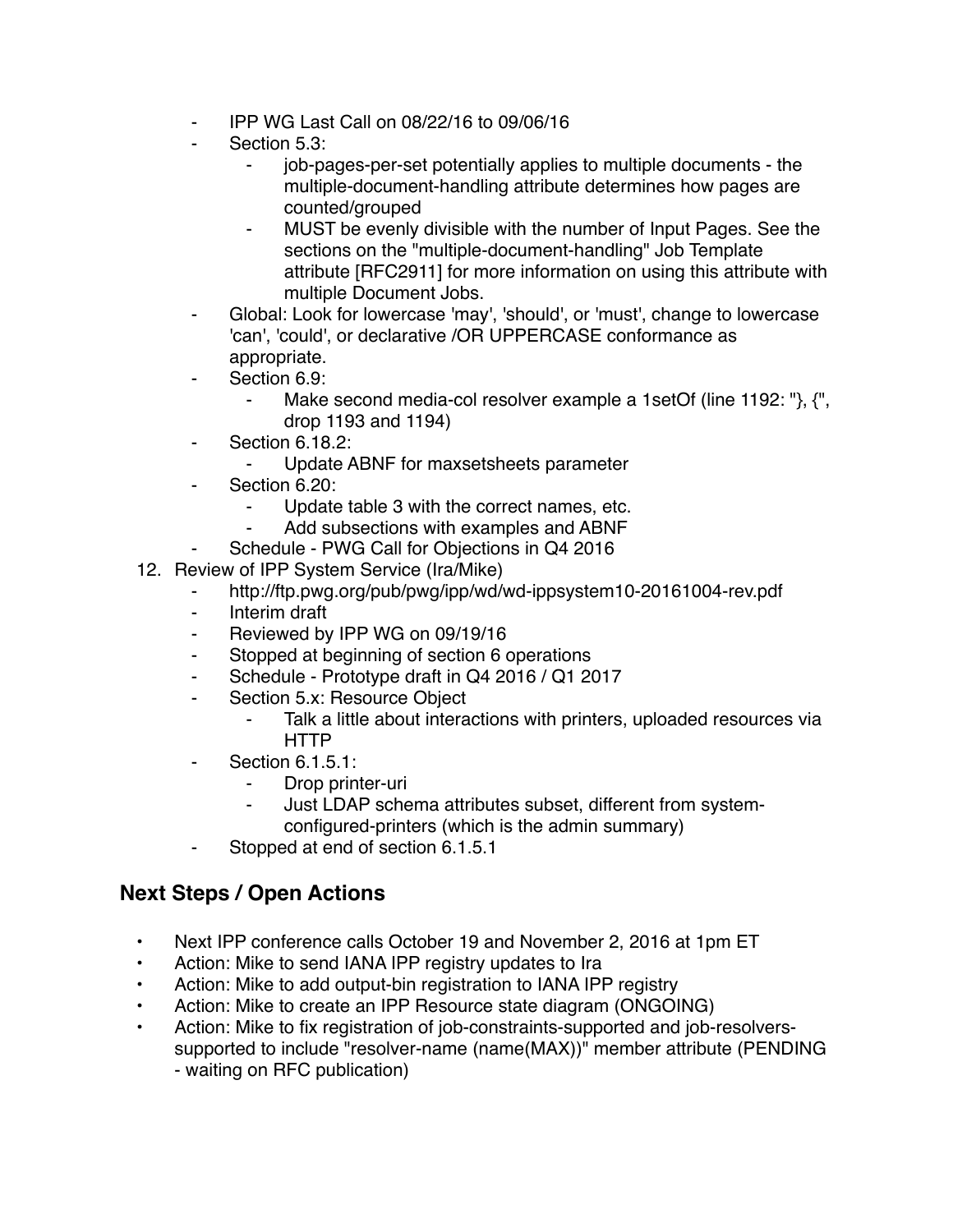- IPP WG Last Call on 08/22/16 to 09/06/16
- Section 5.3:
    - job-pages-per-set potentially applies to multiple documents - the multiple-document-handling attribute determines how pages are counted/grouped
    - MUST be evenly divisible with the number of Input Pages. See the sections on the "multiple-document-handling" Job Template attribute [RFC2911] for more information on using this attribute with multiple Document Jobs.
- Global: Look for lowercase 'may', 'should', or 'must', change to lowercase 'can', 'could', or declarative /OR UPPERCASE conformance as appropriate.
- Section 6.9:
    - Make second media-col resolver example a 1setOf (line 1192: "}, {", drop 1193 and 1194)
- Section 6.18.2:
    - Update ABNF for maxsetsheets parameter
- Section 6.20:
    - Update table 3 with the correct names, etc.
    - Add subsections with examples and ABNF
- Schedule - PWG Call for Objections in Q4 2016

12. Review of IPP System Service (Ira/Mike)
    - http://ftp.pwg.org/pub/pwg/ipp/wd/wd-ippsystem10-20161004-rev.pdf
    - Interim draft
    - Reviewed by IPP WG on 09/19/16
    - Stopped at beginning of section 6 operations
    - Schedule - Prototype draft in Q4 2016 / Q1 2017
    - Section 5.x: Resource Object
        - Talk a little about interactions with printers, uploaded resources via HTTP
    - Section 6.1.5.1:
        - Drop printer-uri
        - Just LDAP schema attributes subset, different from system-configured-printers (which is the admin summary)
    - Stopped at end of section 6.1.5.1

## Next Steps / Open Actions

- Next IPP conference calls October 19 and November 2, 2016 at 1pm ET
- Action: Mike to send IANA IPP registry updates to Ira
- Action: Mike to add output-bin registration to IANA IPP registry
- Action: Mike to create an IPP Resource state diagram (ONGOING)
- Action: Mike to fix registration of job-constraints-supported and job-resolvers-supported to include "resolver-name (name(MAX))" member attribute (PENDING - waiting on RFC publication)